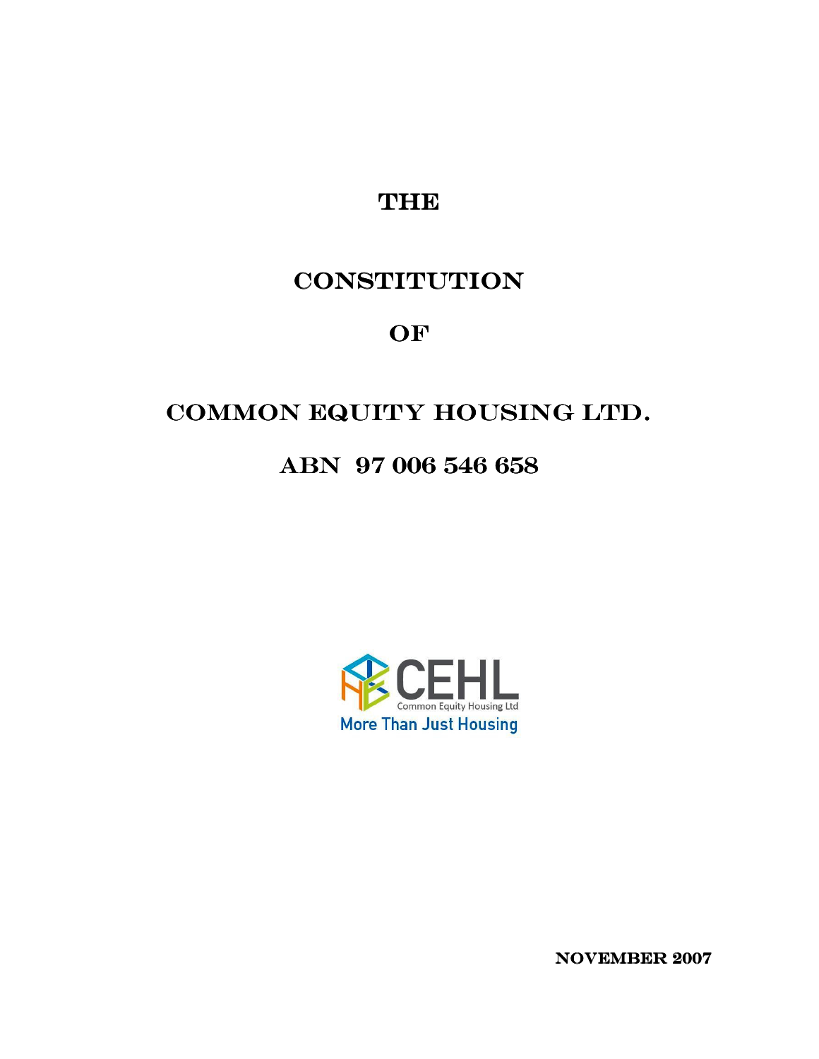# THE

# CONSTITUTION

# OF

# COMMON EQUITY HOUSING LTD.

# ABN 97 006 546 658

CEHL

Common Equity Housing Ltd

More Than Just Housing

**NOVEMBER 2007**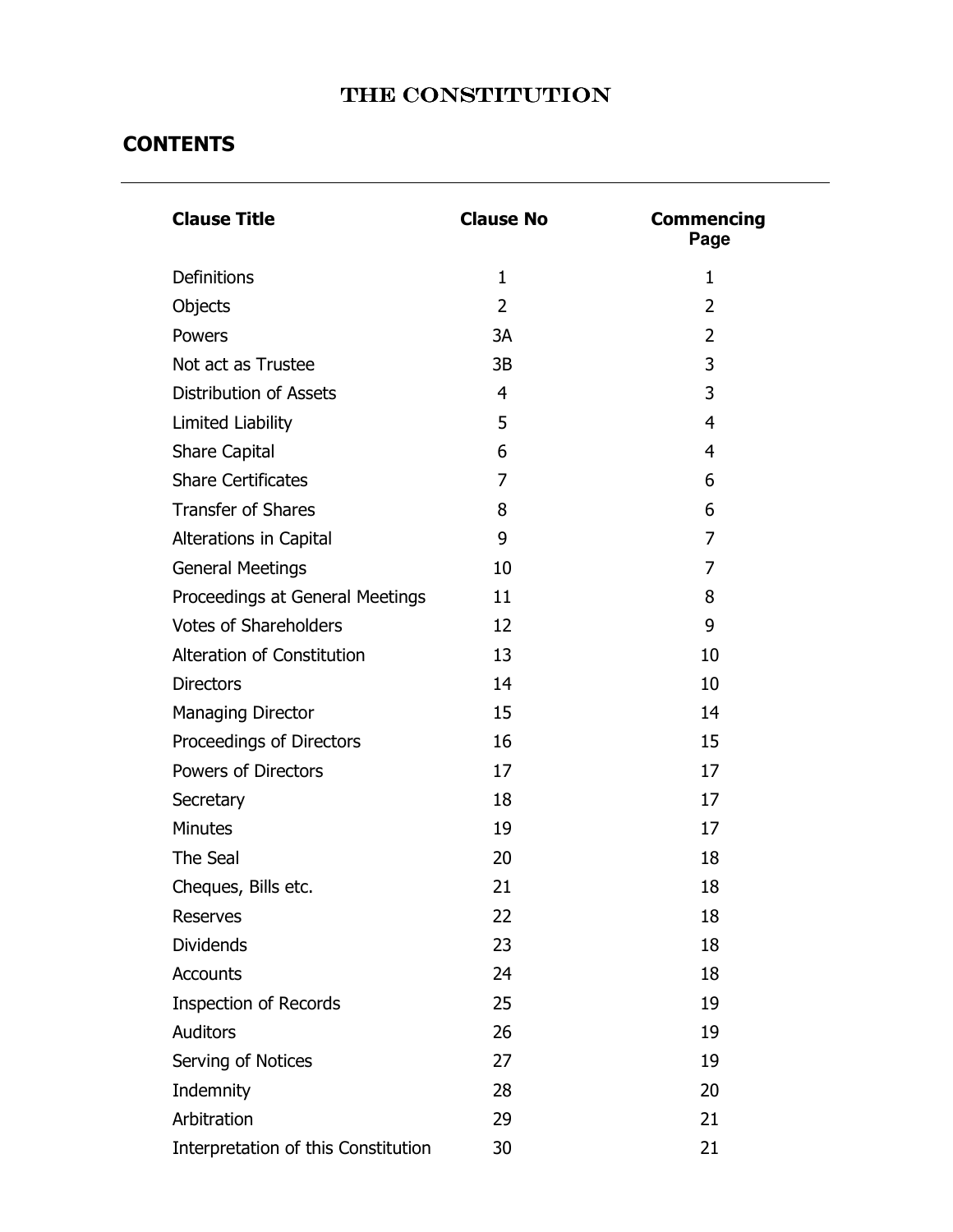# THE CONSTITUTION

## CONTENTS

| Clause Title | Clause No | Commencing Page |
|---|---|---|
| Definitions | 1 | 1 |
| Objects | 2 | 2 |
| Powers | 3A | 2 |
| Not act as Trustee | 3B | 3 |
| Distribution of Assets | 4 | 3 |
| Limited Liability | 5 | 4 |
| Share Capital | 6 | 4 |
| Share Certificates | 7 | 6 |
| Transfer of Shares | 8 | 6 |
| Alterations in Capital | 9 | 7 |
| General Meetings | 10 | 7 |
| Proceedings at General Meetings | 11 | 8 |
| Votes of Shareholders | 12 | 9 |
| Alteration of Constitution | 13 | 10 |
| Directors | 14 | 10 |
| Managing Director | 15 | 14 |
| Proceedings of Directors | 16 | 15 |
| Powers of Directors | 17 | 17 |
| Secretary | 18 | 17 |
| Minutes | 19 | 17 |
| The Seal | 20 | 18 |
| Cheques, Bills etc. | 21 | 18 |
| Reserves | 22 | 18 |
| Dividends | 23 | 18 |
| Accounts | 24 | 18 |
| Inspection of Records | 25 | 19 |
| Auditors | 26 | 19 |
| Serving of Notices | 27 | 19 |
| Indemnity | 28 | 20 |
| Arbitration | 29 | 21 |
| Interpretation of this Constitution | 30 | 21 |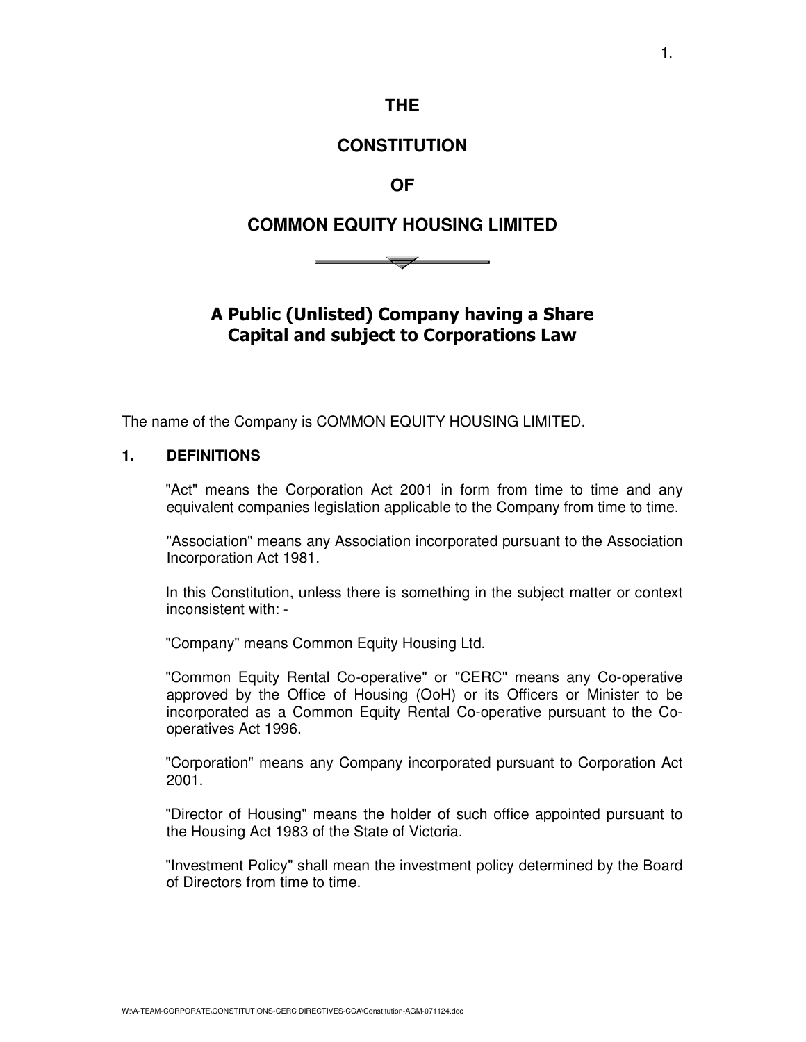# THE

# CONSTITUTION

# OF

# COMMON EQUITY HOUSING LIMITED

## A Public (Unlisted) Company having a Share Capital and subject to Corporations Law

The name of the Company is COMMON EQUITY HOUSING LIMITED.

### 1. DEFINITIONS

"Act" means the Corporation Act 2001 in form from time to time and any equivalent companies legislation applicable to the Company from time to time.

"Association" means any Association incorporated pursuant to the Association Incorporation Act 1981.

In this Constitution, unless there is something in the subject matter or context inconsistent with: -

"Company" means Common Equity Housing Ltd.

"Common Equity Rental Co-operative" or "CERC" means any Co-operative approved by the Office of Housing (OoH) or its Officers or Minister to be incorporated as a Common Equity Rental Co-operative pursuant to the Co-operatives Act 1996.

"Corporation" means any Company incorporated pursuant to Corporation Act 2001.

"Director of Housing" means the holder of such office appointed pursuant to the Housing Act 1983 of the State of Victoria.

"Investment Policy" shall mean the investment policy determined by the Board of Directors from time to time.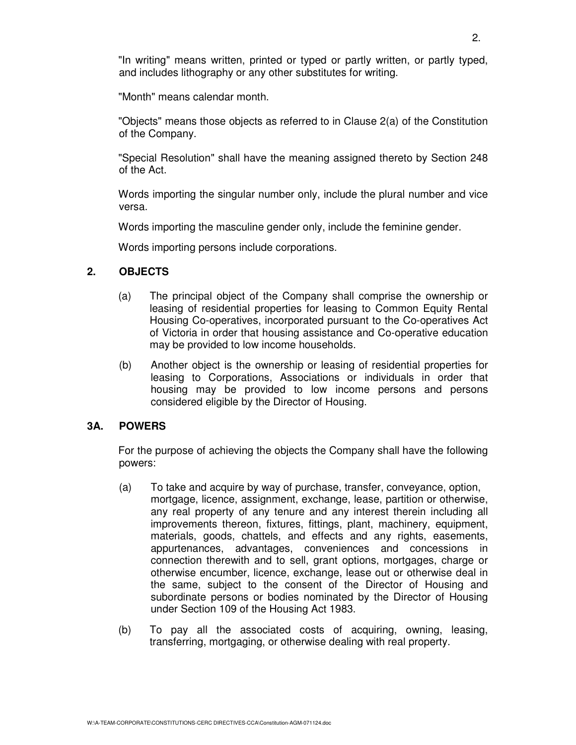"In writing" means written, printed or typed or partly written, or partly typed, and includes lithography or any other substitutes for writing.

"Month" means calendar month.

"Objects" means those objects as referred to in Clause 2(a) of the Constitution of the Company.

"Special Resolution" shall have the meaning assigned thereto by Section 248 of the Act.

Words importing the singular number only, include the plural number and vice versa.

Words importing the masculine gender only, include the feminine gender.

Words importing persons include corporations.

## 2. OBJECTS

(a) The principal object of the Company shall comprise the ownership or leasing of residential properties for leasing to Common Equity Rental Housing Co-operatives, incorporated pursuant to the Co-operatives Act of Victoria in order that housing assistance and Co-operative education may be provided to low income households.

(b) Another object is the ownership or leasing of residential properties for leasing to Corporations, Associations or individuals in order that housing may be provided to low income persons and persons considered eligible by the Director of Housing.

## 3A. POWERS

For the purpose of achieving the objects the Company shall have the following powers:

(a) To take and acquire by way of purchase, transfer, conveyance, option, mortgage, licence, assignment, exchange, lease, partition or otherwise, any real property of any tenure and any interest therein including all improvements thereon, fixtures, fittings, plant, machinery, equipment, materials, goods, chattels, and effects and any rights, easements, appurtenances, advantages, conveniences and concessions in connection therewith and to sell, grant options, mortgages, charge or otherwise encumber, licence, exchange, lease out or otherwise deal in the same, subject to the consent of the Director of Housing and subordinate persons or bodies nominated by the Director of Housing under Section 109 of the Housing Act 1983.

(b) To pay all the associated costs of acquiring, owning, leasing, transferring, mortgaging, or otherwise dealing with real property.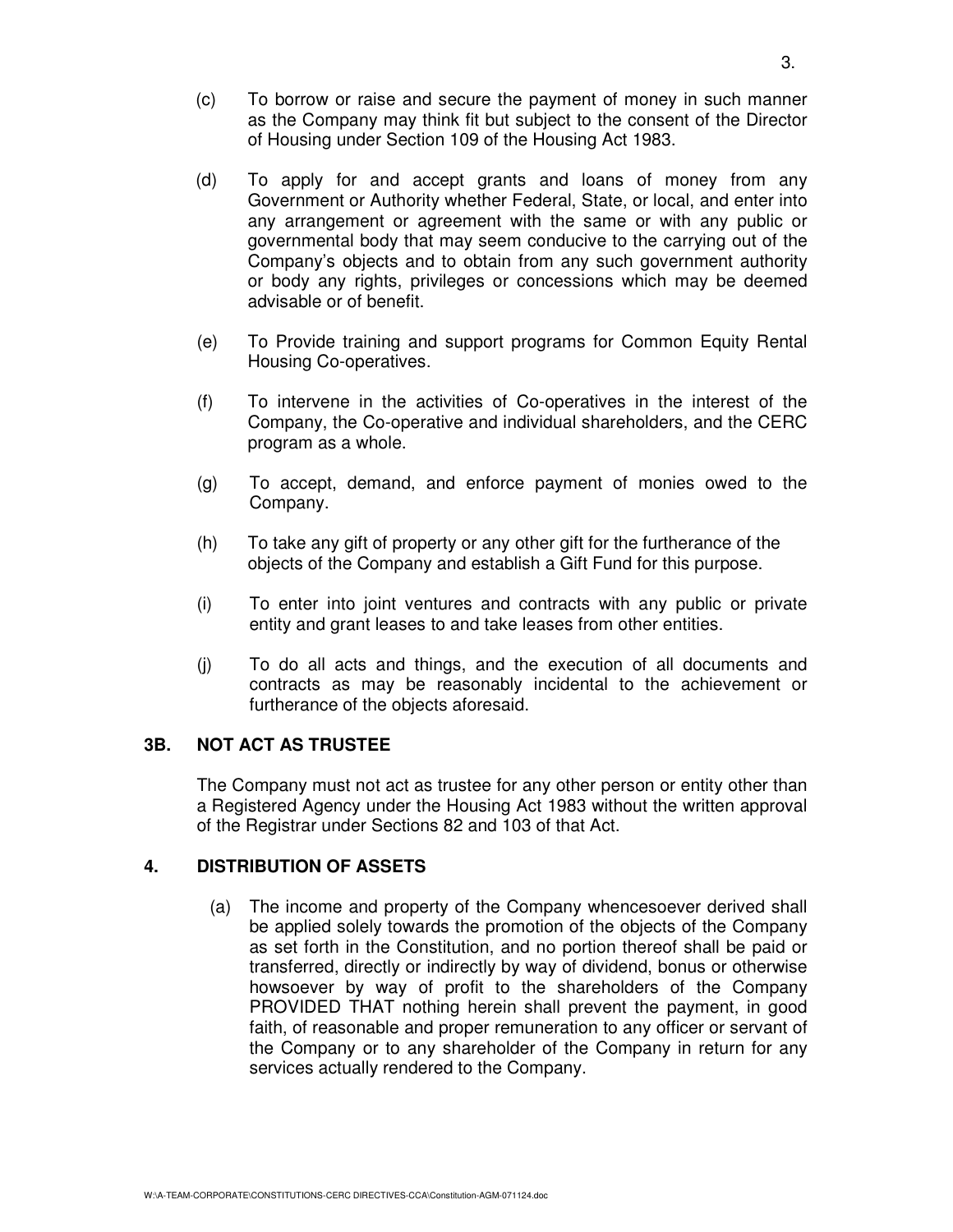(c) To borrow or raise and secure the payment of money in such manner as the Company may think fit but subject to the consent of the Director of Housing under Section 109 of the Housing Act 1983.

(d) To apply for and accept grants and loans of money from any Government or Authority whether Federal, State, or local, and enter into any arrangement or agreement with the same or with any public or governmental body that may seem conducive to the carrying out of the Company's objects and to obtain from any such government authority or body any rights, privileges or concessions which may be deemed advisable or of benefit.

(e) To Provide training and support programs for Common Equity Rental Housing Co-operatives.

(f) To intervene in the activities of Co-operatives in the interest of the Company, the Co-operative and individual shareholders, and the CERC program as a whole.

(g) To accept, demand, and enforce payment of monies owed to the Company.

(h) To take any gift of property or any other gift for the furtherance of the objects of the Company and establish a Gift Fund for this purpose.

(i) To enter into joint ventures and contracts with any public or private entity and grant leases to and take leases from other entities.

(j) To do all acts and things, and the execution of all documents and contracts as may be reasonably incidental to the achievement or furtherance of the objects aforesaid.

## 3B. NOT ACT AS TRUSTEE

The Company must not act as trustee for any other person or entity other than a Registered Agency under the Housing Act 1983 without the written approval of the Registrar under Sections 82 and 103 of that Act.

## 4. DISTRIBUTION OF ASSETS

(a) The income and property of the Company whencesoever derived shall be applied solely towards the promotion of the objects of the Company as set forth in the Constitution, and no portion thereof shall be paid or transferred, directly or indirectly by way of dividend, bonus or otherwise howsoever by way of profit to the shareholders of the Company PROVIDED THAT nothing herein shall prevent the payment, in good faith, of reasonable and proper remuneration to any officer or servant of the Company or to any shareholder of the Company in return for any services actually rendered to the Company.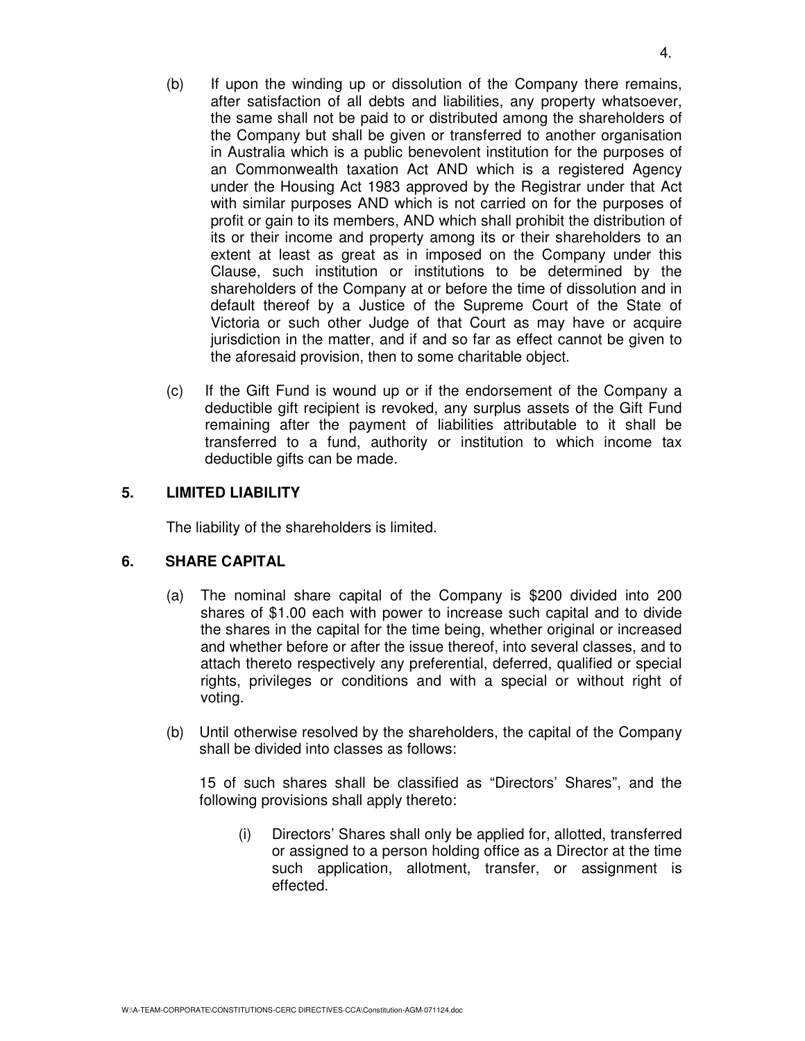(b) If upon the winding up or dissolution of the Company there remains, after satisfaction of all debts and liabilities, any property whatsoever, the same shall not be paid to or distributed among the shareholders of the Company but shall be given or transferred to another organisation in Australia which is a public benevolent institution for the purposes of an Commonwealth taxation Act AND which is a registered Agency under the Housing Act 1983 approved by the Registrar under that Act with similar purposes AND which is not carried on for the purposes of profit or gain to its members, AND which shall prohibit the distribution of its or their income and property among its or their shareholders to an extent at least as great as in imposed on the Company under this Clause, such institution or institutions to be determined by the shareholders of the Company at or before the time of dissolution and in default thereof by a Justice of the Supreme Court of the State of Victoria or such other Judge of that Court as may have or acquire jurisdiction in the matter, and if and so far as effect cannot be given to the aforesaid provision, then to some charitable object.

(c) If the Gift Fund is wound up or if the endorsement of the Company a deductible gift recipient is revoked, any surplus assets of the Gift Fund remaining after the payment of liabilities attributable to it shall be transferred to a fund, authority or institution to which income tax deductible gifts can be made.

## 5. LIMITED LIABILITY

The liability of the shareholders is limited.

## 6. SHARE CAPITAL

(a) The nominal share capital of the Company is $200 divided into 200 shares of $1.00 each with power to increase such capital and to divide the shares in the capital for the time being, whether original or increased and whether before or after the issue thereof, into several classes, and to attach thereto respectively any preferential, deferred, qualified or special rights, privileges or conditions and with a special or without right of voting.

(b) Until otherwise resolved by the shareholders, the capital of the Company shall be divided into classes as follows:

15 of such shares shall be classified as "Directors' Shares", and the following provisions shall apply thereto:

(i) Directors' Shares shall only be applied for, allotted, transferred or assigned to a person holding office as a Director at the time such application, allotment, transfer, or assignment is effected.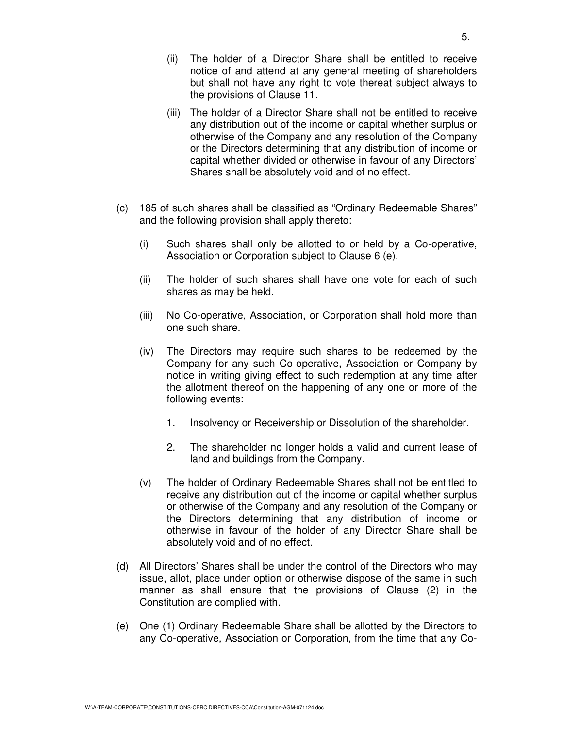(ii) The holder of a Director Share shall be entitled to receive notice of and attend at any general meeting of shareholders but shall not have any right to vote thereat subject always to the provisions of Clause 11.

(iii) The holder of a Director Share shall not be entitled to receive any distribution out of the income or capital whether surplus or otherwise of the Company and any resolution of the Company or the Directors determining that any distribution of income or capital whether divided or otherwise in favour of any Directors' Shares shall be absolutely void and of no effect.

(c) 185 of such shares shall be classified as "Ordinary Redeemable Shares" and the following provision shall apply thereto:

(i) Such shares shall only be allotted to or held by a Co-operative, Association or Corporation subject to Clause 6 (e).

(ii) The holder of such shares shall have one vote for each of such shares as may be held.

(iii) No Co-operative, Association, or Corporation shall hold more than one such share.

(iv) The Directors may require such shares to be redeemed by the Company for any such Co-operative, Association or Company by notice in writing giving effect to such redemption at any time after the allotment thereof on the happening of any one or more of the following events:

1. Insolvency or Receivership or Dissolution of the shareholder.

2. The shareholder no longer holds a valid and current lease of land and buildings from the Company.

(v) The holder of Ordinary Redeemable Shares shall not be entitled to receive any distribution out of the income or capital whether surplus or otherwise of the Company and any resolution of the Company or the Directors determining that any distribution of income or otherwise in favour of the holder of any Director Share shall be absolutely void and of no effect.

(d) All Directors' Shares shall be under the control of the Directors who may issue, allot, place under option or otherwise dispose of the same in such manner as shall ensure that the provisions of Clause (2) in the Constitution are complied with.

(e) One (1) Ordinary Redeemable Share shall be allotted by the Directors to any Co-operative, Association or Corporation, from the time that any Co-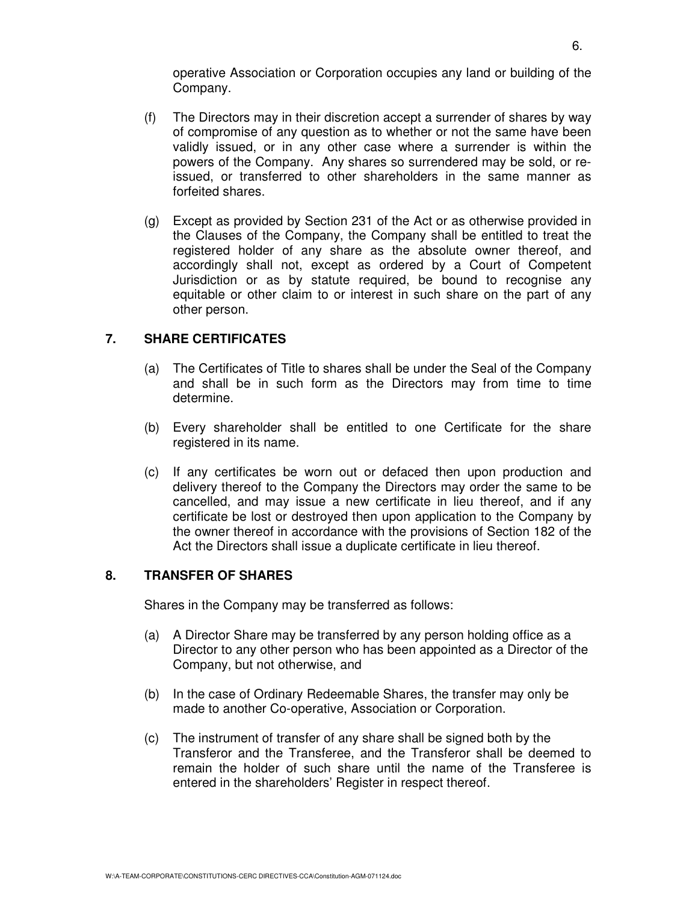operative Association or Corporation occupies any land or building of the Company.

(f) The Directors may in their discretion accept a surrender of shares by way of compromise of any question as to whether or not the same have been validly issued, or in any other case where a surrender is within the powers of the Company. Any shares so surrendered may be sold, or re-issued, or transferred to other shareholders in the same manner as forfeited shares.

(g) Except as provided by Section 231 of the Act or as otherwise provided in the Clauses of the Company, the Company shall be entitled to treat the registered holder of any share as the absolute owner thereof, and accordingly shall not, except as ordered by a Court of Competent Jurisdiction or as by statute required, be bound to recognise any equitable or other claim to or interest in such share on the part of any other person.

## 7. SHARE CERTIFICATES

(a) The Certificates of Title to shares shall be under the Seal of the Company and shall be in such form as the Directors may from time to time determine.

(b) Every shareholder shall be entitled to one Certificate for the share registered in its name.

(c) If any certificates be worn out or defaced then upon production and delivery thereof to the Company the Directors may order the same to be cancelled, and may issue a new certificate in lieu thereof, and if any certificate be lost or destroyed then upon application to the Company by the owner thereof in accordance with the provisions of Section 182 of the Act the Directors shall issue a duplicate certificate in lieu thereof.

## 8. TRANSFER OF SHARES

Shares in the Company may be transferred as follows:

(a) A Director Share may be transferred by any person holding office as a Director to any other person who has been appointed as a Director of the Company, but not otherwise, and

(b) In the case of Ordinary Redeemable Shares, the transfer may only be made to another Co-operative, Association or Corporation.

(c) The instrument of transfer of any share shall be signed both by the Transferor and the Transferee, and the Transferor shall be deemed to remain the holder of such share until the name of the Transferee is entered in the shareholders' Register in respect thereof.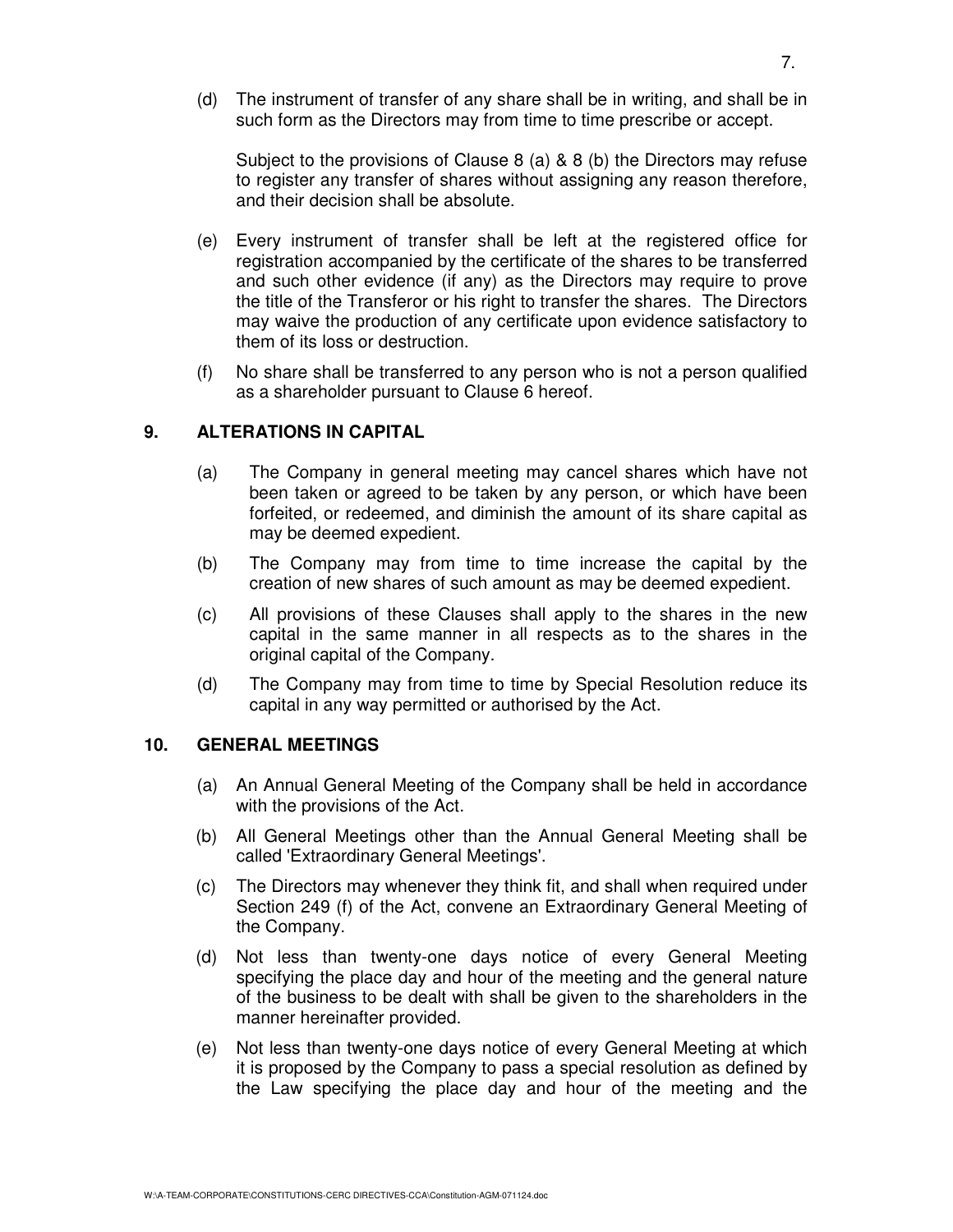(d) The instrument of transfer of any share shall be in writing, and shall be in such form as the Directors may from time to time prescribe or accept.

Subject to the provisions of Clause 8 (a) & 8 (b) the Directors may refuse to register any transfer of shares without assigning any reason therefore, and their decision shall be absolute.

(e) Every instrument of transfer shall be left at the registered office for registration accompanied by the certificate of the shares to be transferred and such other evidence (if any) as the Directors may require to prove the title of the Transferor or his right to transfer the shares. The Directors may waive the production of any certificate upon evidence satisfactory to them of its loss or destruction.

(f) No share shall be transferred to any person who is not a person qualified as a shareholder pursuant to Clause 6 hereof.

## 9. ALTERATIONS IN CAPITAL

(a) The Company in general meeting may cancel shares which have not been taken or agreed to be taken by any person, or which have been forfeited, or redeemed, and diminish the amount of its share capital as may be deemed expedient.

(b) The Company may from time to time increase the capital by the creation of new shares of such amount as may be deemed expedient.

(c) All provisions of these Clauses shall apply to the shares in the new capital in the same manner in all respects as to the shares in the original capital of the Company.

(d) The Company may from time to time by Special Resolution reduce its capital in any way permitted or authorised by the Act.

## 10. GENERAL MEETINGS

(a) An Annual General Meeting of the Company shall be held in accordance with the provisions of the Act.

(b) All General Meetings other than the Annual General Meeting shall be called 'Extraordinary General Meetings'.

(c) The Directors may whenever they think fit, and shall when required under Section 249 (f) of the Act, convene an Extraordinary General Meeting of the Company.

(d) Not less than twenty-one days notice of every General Meeting specifying the place day and hour of the meeting and the general nature of the business to be dealt with shall be given to the shareholders in the manner hereinafter provided.

(e) Not less than twenty-one days notice of every General Meeting at which it is proposed by the Company to pass a special resolution as defined by the Law specifying the place day and hour of the meeting and the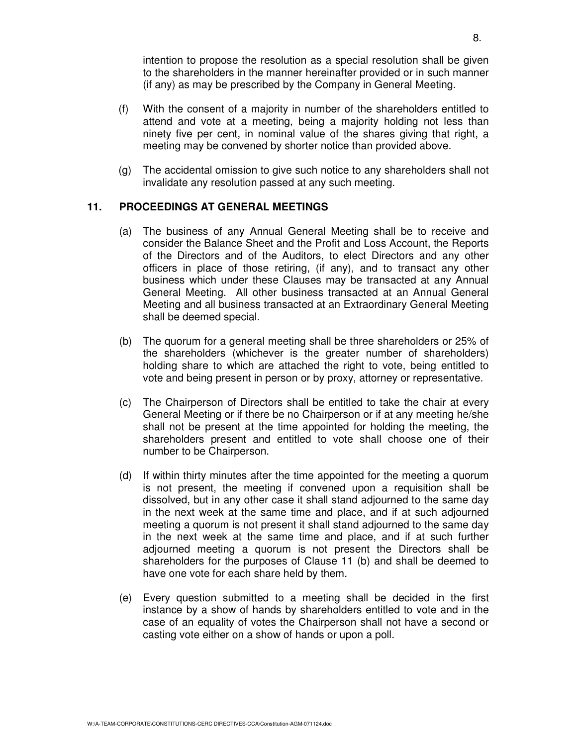intention to propose the resolution as a special resolution shall be given to the shareholders in the manner hereinafter provided or in such manner (if any) as may be prescribed by the Company in General Meeting.

(f) With the consent of a majority in number of the shareholders entitled to attend and vote at a meeting, being a majority holding not less than ninety five per cent, in nominal value of the shares giving that right, a meeting may be convened by shorter notice than provided above.

(g) The accidental omission to give such notice to any shareholders shall not invalidate any resolution passed at any such meeting.

## 11. PROCEEDINGS AT GENERAL MEETINGS

(a) The business of any Annual General Meeting shall be to receive and consider the Balance Sheet and the Profit and Loss Account, the Reports of the Directors and of the Auditors, to elect Directors and any other officers in place of those retiring, (if any), and to transact any other business which under these Clauses may be transacted at any Annual General Meeting. All other business transacted at an Annual General Meeting and all business transacted at an Extraordinary General Meeting shall be deemed special.

(b) The quorum for a general meeting shall be three shareholders or 25% of the shareholders (whichever is the greater number of shareholders) holding share to which are attached the right to vote, being entitled to vote and being present in person or by proxy, attorney or representative.

(c) The Chairperson of Directors shall be entitled to take the chair at every General Meeting or if there be no Chairperson or if at any meeting he/she shall not be present at the time appointed for holding the meeting, the shareholders present and entitled to vote shall choose one of their number to be Chairperson.

(d) If within thirty minutes after the time appointed for the meeting a quorum is not present, the meeting if convened upon a requisition shall be dissolved, but in any other case it shall stand adjourned to the same day in the next week at the same time and place, and if at such adjourned meeting a quorum is not present it shall stand adjourned to the same day in the next week at the same time and place, and if at such further adjourned meeting a quorum is not present the Directors shall be shareholders for the purposes of Clause 11 (b) and shall be deemed to have one vote for each share held by them.

(e) Every question submitted to a meeting shall be decided in the first instance by a show of hands by shareholders entitled to vote and in the case of an equality of votes the Chairperson shall not have a second or casting vote either on a show of hands or upon a poll.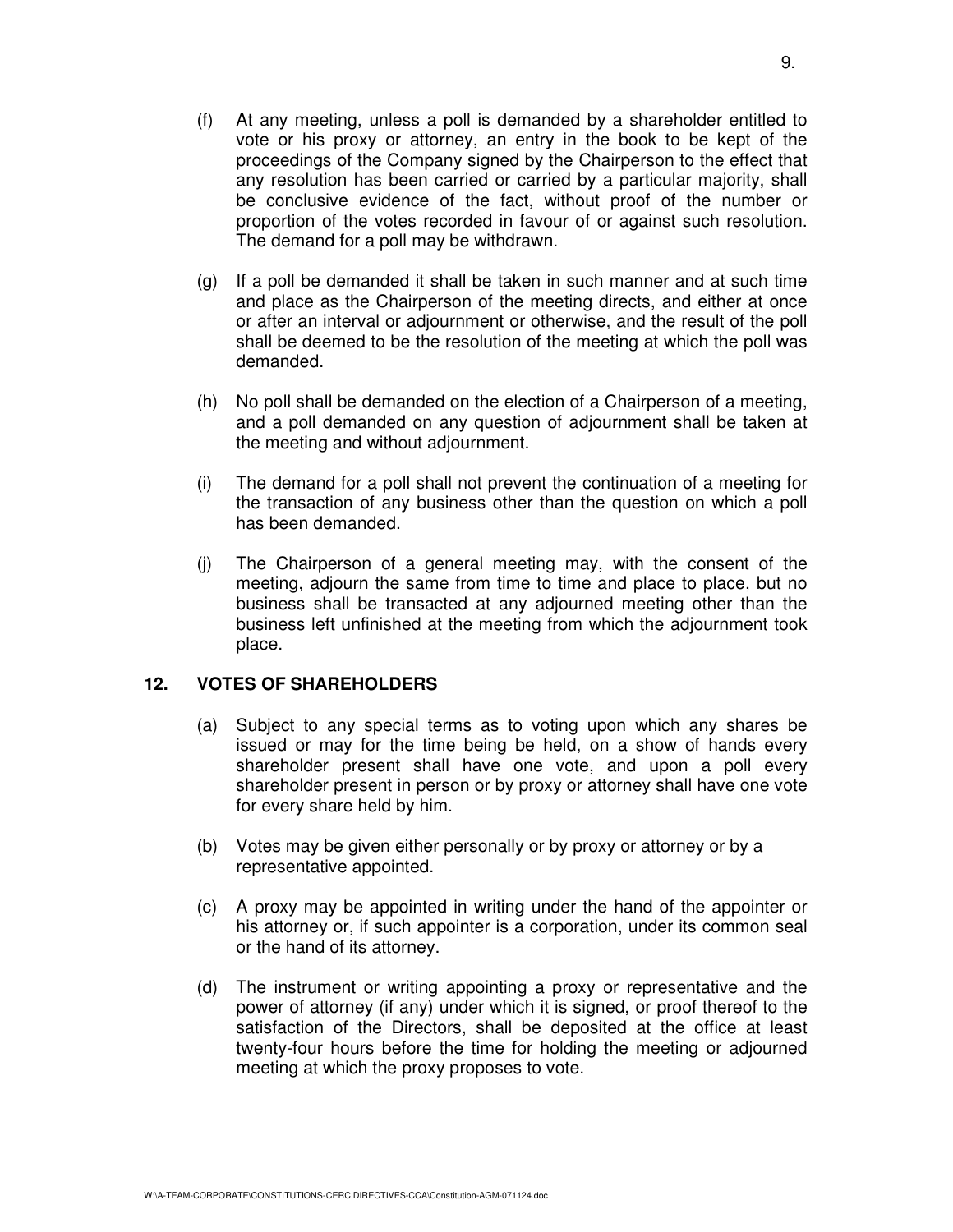(f) At any meeting, unless a poll is demanded by a shareholder entitled to vote or his proxy or attorney, an entry in the book to be kept of the proceedings of the Company signed by the Chairperson to the effect that any resolution has been carried or carried by a particular majority, shall be conclusive evidence of the fact, without proof of the number or proportion of the votes recorded in favour of or against such resolution. The demand for a poll may be withdrawn.

(g) If a poll be demanded it shall be taken in such manner and at such time and place as the Chairperson of the meeting directs, and either at once or after an interval or adjournment or otherwise, and the result of the poll shall be deemed to be the resolution of the meeting at which the poll was demanded.

(h) No poll shall be demanded on the election of a Chairperson of a meeting, and a poll demanded on any question of adjournment shall be taken at the meeting and without adjournment.

(i) The demand for a poll shall not prevent the continuation of a meeting for the transaction of any business other than the question on which a poll has been demanded.

(j) The Chairperson of a general meeting may, with the consent of the meeting, adjourn the same from time to time and place to place, but no business shall be transacted at any adjourned meeting other than the business left unfinished at the meeting from which the adjournment took place.

## 12. VOTES OF SHAREHOLDERS

(a) Subject to any special terms as to voting upon which any shares be issued or may for the time being be held, on a show of hands every shareholder present shall have one vote, and upon a poll every shareholder present in person or by proxy or attorney shall have one vote for every share held by him.

(b) Votes may be given either personally or by proxy or attorney or by a representative appointed.

(c) A proxy may be appointed in writing under the hand of the appointer or his attorney or, if such appointer is a corporation, under its common seal or the hand of its attorney.

(d) The instrument or writing appointing a proxy or representative and the power of attorney (if any) under which it is signed, or proof thereof to the satisfaction of the Directors, shall be deposited at the office at least twenty-four hours before the time for holding the meeting or adjourned meeting at which the proxy proposes to vote.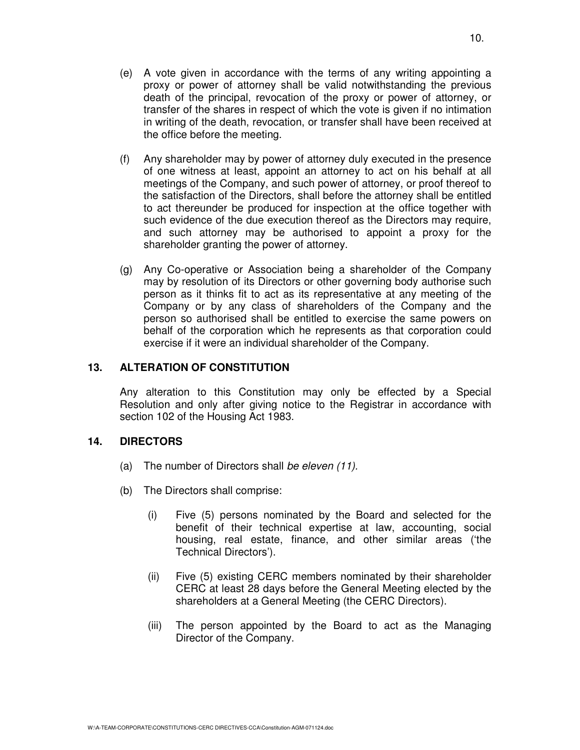(e) A vote given in accordance with the terms of any writing appointing a proxy or power of attorney shall be valid notwithstanding the previous death of the principal, revocation of the proxy or power of attorney, or transfer of the shares in respect of which the vote is given if no intimation in writing of the death, revocation, or transfer shall have been received at the office before the meeting.

(f) Any shareholder may by power of attorney duly executed in the presence of one witness at least, appoint an attorney to act on his behalf at all meetings of the Company, and such power of attorney, or proof thereof to the satisfaction of the Directors, shall before the attorney shall be entitled to act thereunder be produced for inspection at the office together with such evidence of the due execution thereof as the Directors may require, and such attorney may be authorised to appoint a proxy for the shareholder granting the power of attorney.

(g) Any Co-operative or Association being a shareholder of the Company may by resolution of its Directors or other governing body authorise such person as it thinks fit to act as its representative at any meeting of the Company or by any class of shareholders of the Company and the person so authorised shall be entitled to exercise the same powers on behalf of the corporation which he represents as that corporation could exercise if it were an individual shareholder of the Company.

## 13. ALTERATION OF CONSTITUTION

Any alteration to this Constitution may only be effected by a Special Resolution and only after giving notice to the Registrar in accordance with section 102 of the Housing Act 1983.

## 14. DIRECTORS

(a) The number of Directors shall *be eleven (11).*

(b) The Directors shall comprise:

(i) Five (5) persons nominated by the Board and selected for the benefit of their technical expertise at law, accounting, social housing, real estate, finance, and other similar areas ('the Technical Directors').

(ii) Five (5) existing CERC members nominated by their shareholder CERC at least 28 days before the General Meeting elected by the shareholders at a General Meeting (the CERC Directors).

(iii) The person appointed by the Board to act as the Managing Director of the Company.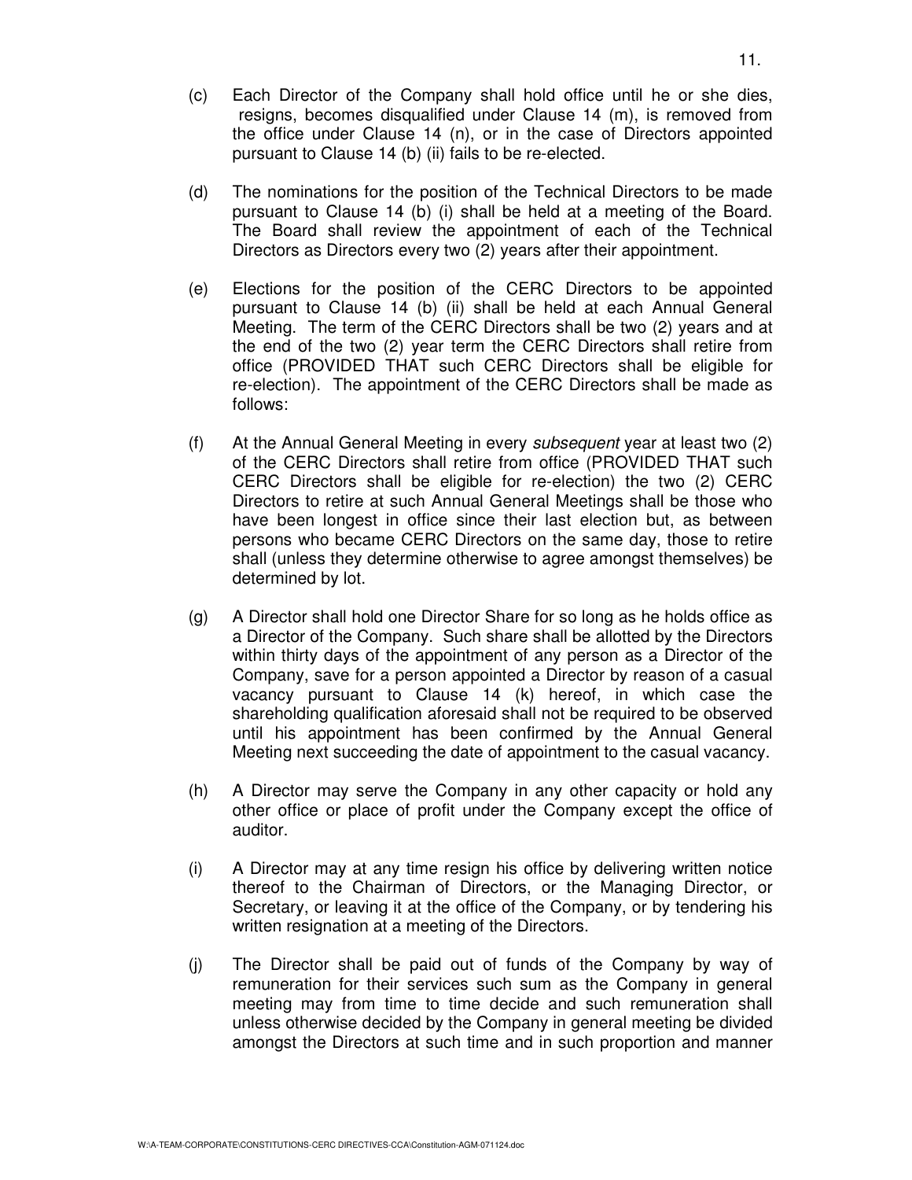(c) Each Director of the Company shall hold office until he or she dies, resigns, becomes disqualified under Clause 14 (m), is removed from the office under Clause 14 (n), or in the case of Directors appointed pursuant to Clause 14 (b) (ii) fails to be re-elected.

(d) The nominations for the position of the Technical Directors to be made pursuant to Clause 14 (b) (i) shall be held at a meeting of the Board. The Board shall review the appointment of each of the Technical Directors as Directors every two (2) years after their appointment.

(e) Elections for the position of the CERC Directors to be appointed pursuant to Clause 14 (b) (ii) shall be held at each Annual General Meeting. The term of the CERC Directors shall be two (2) years and at the end of the two (2) year term the CERC Directors shall retire from office (PROVIDED THAT such CERC Directors shall be eligible for re-election). The appointment of the CERC Directors shall be made as follows:

(f) At the Annual General Meeting in every *subsequent* year at least two (2) of the CERC Directors shall retire from office (PROVIDED THAT such CERC Directors shall be eligible for re-election) the two (2) CERC Directors to retire at such Annual General Meetings shall be those who have been longest in office since their last election but, as between persons who became CERC Directors on the same day, those to retire shall (unless they determine otherwise to agree amongst themselves) be determined by lot.

(g) A Director shall hold one Director Share for so long as he holds office as a Director of the Company. Such share shall be allotted by the Directors within thirty days of the appointment of any person as a Director of the Company, save for a person appointed a Director by reason of a casual vacancy pursuant to Clause 14 (k) hereof, in which case the shareholding qualification aforesaid shall not be required to be observed until his appointment has been confirmed by the Annual General Meeting next succeeding the date of appointment to the casual vacancy.

(h) A Director may serve the Company in any other capacity or hold any other office or place of profit under the Company except the office of auditor.

(i) A Director may at any time resign his office by delivering written notice thereof to the Chairman of Directors, or the Managing Director, or Secretary, or leaving it at the office of the Company, or by tendering his written resignation at a meeting of the Directors.

(j) The Director shall be paid out of funds of the Company by way of remuneration for their services such sum as the Company in general meeting may from time to time decide and such remuneration shall unless otherwise decided by the Company in general meeting be divided amongst the Directors at such time and in such proportion and manner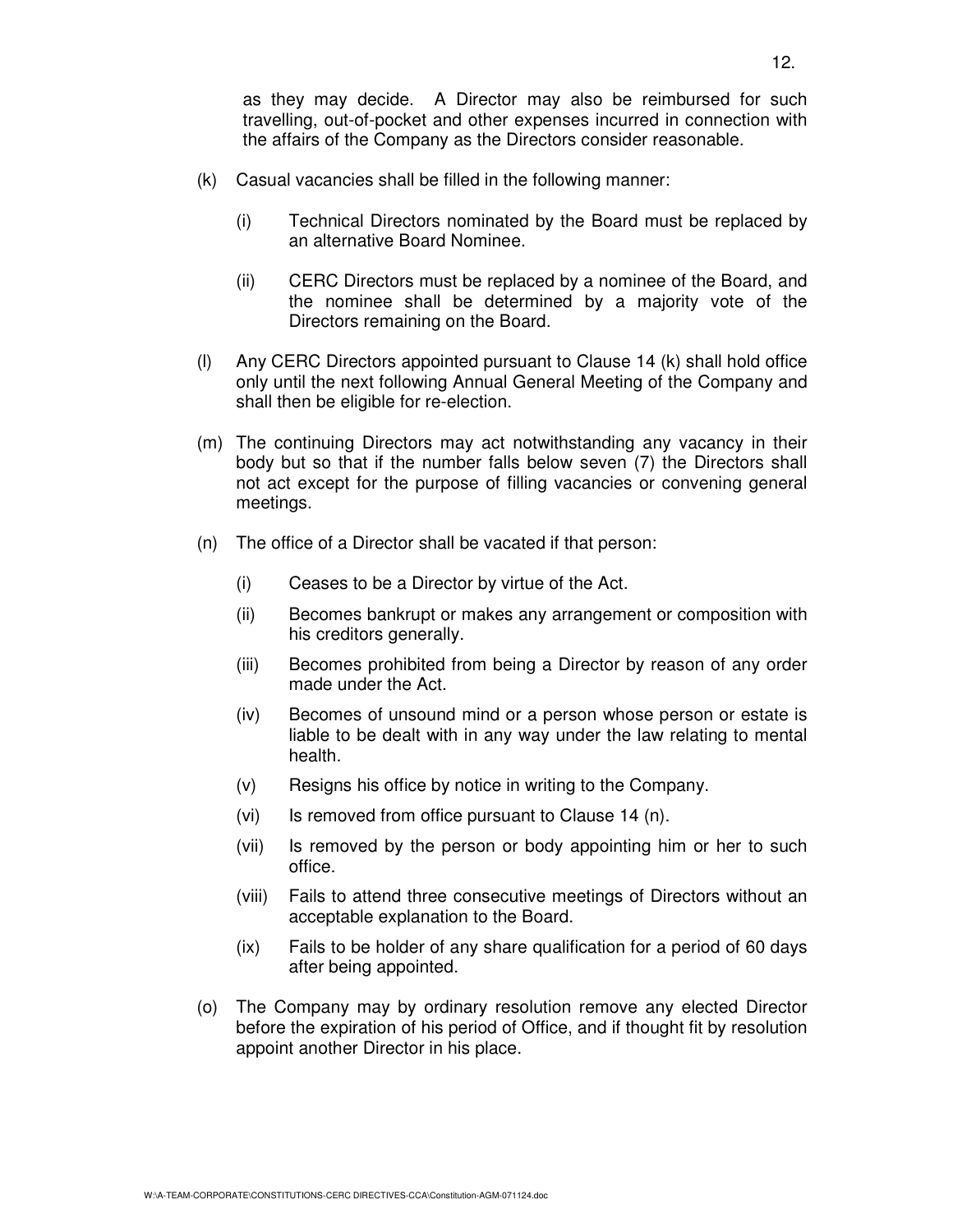as they may decide. A Director may also be reimbursed for such travelling, out-of-pocket and other expenses incurred in connection with the affairs of the Company as the Directors consider reasonable.

(k) Casual vacancies shall be filled in the following manner:

   (i) Technical Directors nominated by the Board must be replaced by an alternative Board Nominee.

   (ii) CERC Directors must be replaced by a nominee of the Board, and the nominee shall be determined by a majority vote of the Directors remaining on the Board.

(l) Any CERC Directors appointed pursuant to Clause 14 (k) shall hold office only until the next following Annual General Meeting of the Company and shall then be eligible for re-election.

(m) The continuing Directors may act notwithstanding any vacancy in their body but so that if the number falls below seven (7) the Directors shall not act except for the purpose of filling vacancies or convening general meetings.

(n) The office of a Director shall be vacated if that person:

   (i) Ceases to be a Director by virtue of the Act.

   (ii) Becomes bankrupt or makes any arrangement or composition with his creditors generally.

   (iii) Becomes prohibited from being a Director by reason of any order made under the Act.

   (iv) Becomes of unsound mind or a person whose person or estate is liable to be dealt with in any way under the law relating to mental health.

   (v) Resigns his office by notice in writing to the Company.

   (vi) Is removed from office pursuant to Clause 14 (n).

   (vii) Is removed by the person or body appointing him or her to such office.

   (viii) Fails to attend three consecutive meetings of Directors without an acceptable explanation to the Board.

   (ix) Fails to be holder of any share qualification for a period of 60 days after being appointed.

(o) The Company may by ordinary resolution remove any elected Director before the expiration of his period of Office, and if thought fit by resolution appoint another Director in his place.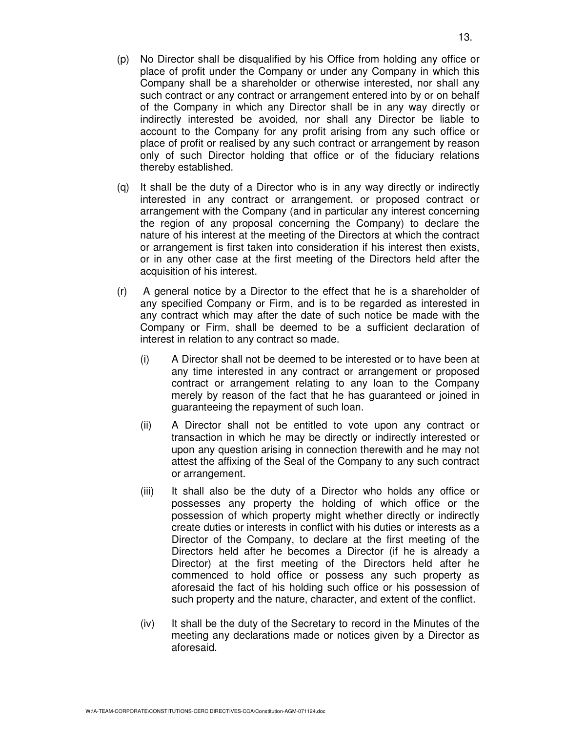(p) No Director shall be disqualified by his Office from holding any office or place of profit under the Company or under any Company in which this Company shall be a shareholder or otherwise interested, nor shall any such contract or any contract or arrangement entered into by or on behalf of the Company in which any Director shall be in any way directly or indirectly interested be avoided, nor shall any Director be liable to account to the Company for any profit arising from any such office or place of profit or realised by any such contract or arrangement by reason only of such Director holding that office or of the fiduciary relations thereby established.

(q) It shall be the duty of a Director who is in any way directly or indirectly interested in any contract or arrangement, or proposed contract or arrangement with the Company (and in particular any interest concerning the region of any proposal concerning the Company) to declare the nature of his interest at the meeting of the Directors at which the contract or arrangement is first taken into consideration if his interest then exists, or in any other case at the first meeting of the Directors held after the acquisition of his interest.

(r) A general notice by a Director to the effect that he is a shareholder of any specified Company or Firm, and is to be regarded as interested in any contract which may after the date of such notice be made with the Company or Firm, shall be deemed to be a sufficient declaration of interest in relation to any contract so made.

(i) A Director shall not be deemed to be interested or to have been at any time interested in any contract or arrangement or proposed contract or arrangement relating to any loan to the Company merely by reason of the fact that he has guaranteed or joined in guaranteeing the repayment of such loan.

(ii) A Director shall not be entitled to vote upon any contract or transaction in which he may be directly or indirectly interested or upon any question arising in connection therewith and he may not attest the affixing of the Seal of the Company to any such contract or arrangement.

(iii) It shall also be the duty of a Director who holds any office or possesses any property the holding of which office or the possession of which property might whether directly or indirectly create duties or interests in conflict with his duties or interests as a Director of the Company, to declare at the first meeting of the Directors held after he becomes a Director (if he is already a Director) at the first meeting of the Directors held after he commenced to hold office or possess any such property as aforesaid the fact of his holding such office or his possession of such property and the nature, character, and extent of the conflict.

(iv) It shall be the duty of the Secretary to record in the Minutes of the meeting any declarations made or notices given by a Director as aforesaid.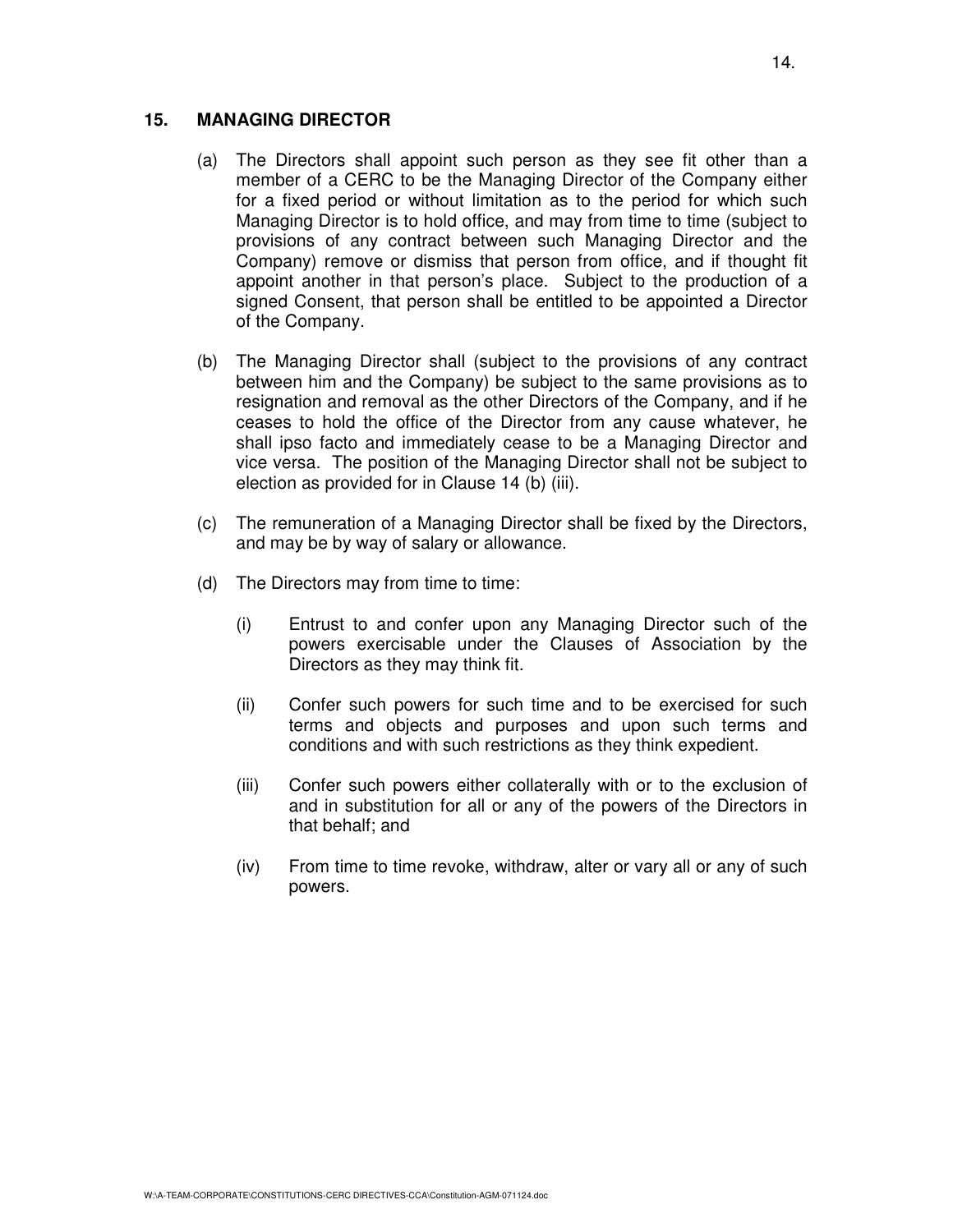## 15. MANAGING DIRECTOR

(a) The Directors shall appoint such person as they see fit other than a member of a CERC to be the Managing Director of the Company either for a fixed period or without limitation as to the period for which such Managing Director is to hold office, and may from time to time (subject to provisions of any contract between such Managing Director and the Company) remove or dismiss that person from office, and if thought fit appoint another in that person's place. Subject to the production of a signed Consent, that person shall be entitled to be appointed a Director of the Company.

(b) The Managing Director shall (subject to the provisions of any contract between him and the Company) be subject to the same provisions as to resignation and removal as the other Directors of the Company, and if he ceases to hold the office of the Director from any cause whatever, he shall ipso facto and immediately cease to be a Managing Director and vice versa. The position of the Managing Director shall not be subject to election as provided for in Clause 14 (b) (iii).

(c) The remuneration of a Managing Director shall be fixed by the Directors, and may be by way of salary or allowance.

(d) The Directors may from time to time:

   (i) Entrust to and confer upon any Managing Director such of the powers exercisable under the Clauses of Association by the Directors as they may think fit.

   (ii) Confer such powers for such time and to be exercised for such terms and objects and purposes and upon such terms and conditions and with such restrictions as they think expedient.

   (iii) Confer such powers either collaterally with or to the exclusion of and in substitution for all or any of the powers of the Directors in that behalf; and

   (iv) From time to time revoke, withdraw, alter or vary all or any of such powers.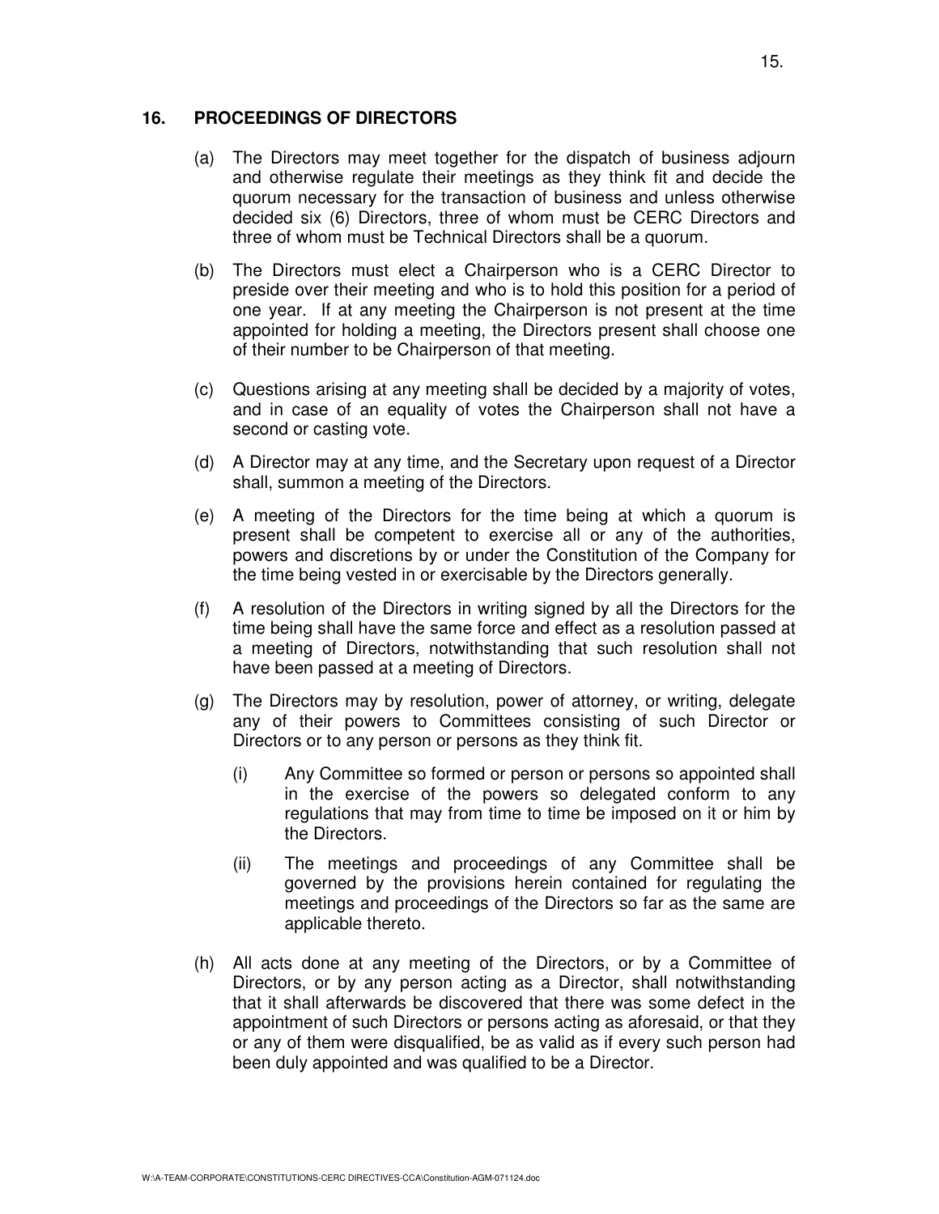## 16. PROCEEDINGS OF DIRECTORS

(a) The Directors may meet together for the dispatch of business adjourn and otherwise regulate their meetings as they think fit and decide the quorum necessary for the transaction of business and unless otherwise decided six (6) Directors, three of whom must be CERC Directors and three of whom must be Technical Directors shall be a quorum.

(b) The Directors must elect a Chairperson who is a CERC Director to preside over their meeting and who is to hold this position for a period of one year. If at any meeting the Chairperson is not present at the time appointed for holding a meeting, the Directors present shall choose one of their number to be Chairperson of that meeting.

(c) Questions arising at any meeting shall be decided by a majority of votes, and in case of an equality of votes the Chairperson shall not have a second or casting vote.

(d) A Director may at any time, and the Secretary upon request of a Director shall, summon a meeting of the Directors.

(e) A meeting of the Directors for the time being at which a quorum is present shall be competent to exercise all or any of the authorities, powers and discretions by or under the Constitution of the Company for the time being vested in or exercisable by the Directors generally.

(f) A resolution of the Directors in writing signed by all the Directors for the time being shall have the same force and effect as a resolution passed at a meeting of Directors, notwithstanding that such resolution shall not have been passed at a meeting of Directors.

(g) The Directors may by resolution, power of attorney, or writing, delegate any of their powers to Committees consisting of such Director or Directors or to any person or persons as they think fit.

   (i) Any Committee so formed or person or persons so appointed shall in the exercise of the powers so delegated conform to any regulations that may from time to time be imposed on it or him by the Directors.

   (ii) The meetings and proceedings of any Committee shall be governed by the provisions herein contained for regulating the meetings and proceedings of the Directors so far as the same are applicable thereto.

(h) All acts done at any meeting of the Directors, or by a Committee of Directors, or by any person acting as a Director, shall notwithstanding that it shall afterwards be discovered that there was some defect in the appointment of such Directors or persons acting as aforesaid, or that they or any of them were disqualified, be as valid as if every such person had been duly appointed and was qualified to be a Director.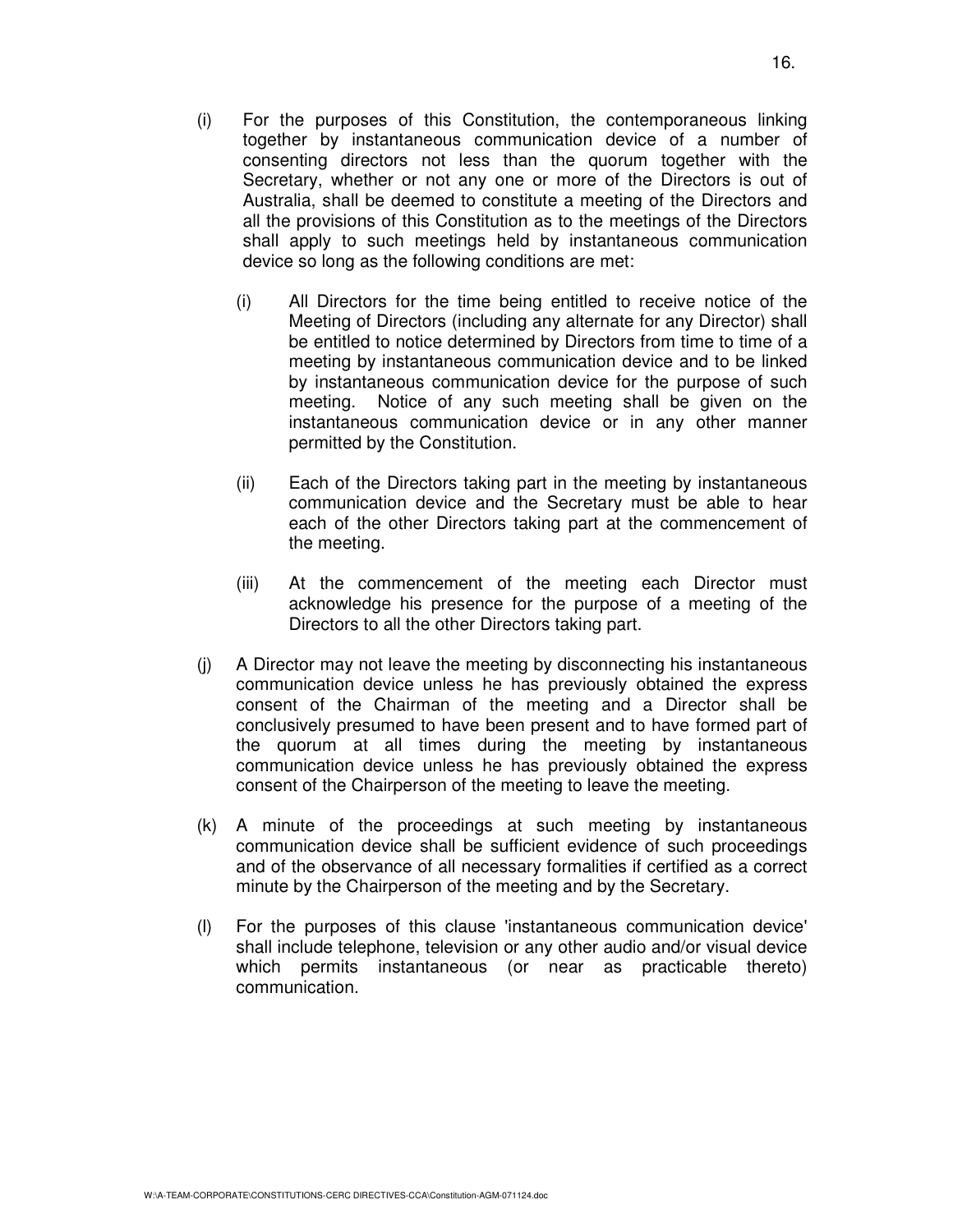(i) For the purposes of this Constitution, the contemporaneous linking together by instantaneous communication device of a number of consenting directors not less than the quorum together with the Secretary, whether or not any one or more of the Directors is out of Australia, shall be deemed to constitute a meeting of the Directors and all the provisions of this Constitution as to the meetings of the Directors shall apply to such meetings held by instantaneous communication device so long as the following conditions are met:

   (i) All Directors for the time being entitled to receive notice of the Meeting of Directors (including any alternate for any Director) shall be entitled to notice determined by Directors from time to time of a meeting by instantaneous communication device and to be linked by instantaneous communication device for the purpose of such meeting. Notice of any such meeting shall be given on the instantaneous communication device or in any other manner permitted by the Constitution.

   (ii) Each of the Directors taking part in the meeting by instantaneous communication device and the Secretary must be able to hear each of the other Directors taking part at the commencement of the meeting.

   (iii) At the commencement of the meeting each Director must acknowledge his presence for the purpose of a meeting of the Directors to all the other Directors taking part.

(j) A Director may not leave the meeting by disconnecting his instantaneous communication device unless he has previously obtained the express consent of the Chairman of the meeting and a Director shall be conclusively presumed to have been present and to have formed part of the quorum at all times during the meeting by instantaneous communication device unless he has previously obtained the express consent of the Chairperson of the meeting to leave the meeting.

(k) A minute of the proceedings at such meeting by instantaneous communication device shall be sufficient evidence of such proceedings and of the observance of all necessary formalities if certified as a correct minute by the Chairperson of the meeting and by the Secretary.

(l) For the purposes of this clause 'instantaneous communication device' shall include telephone, television or any other audio and/or visual device which permits instantaneous (or near as practicable thereto) communication.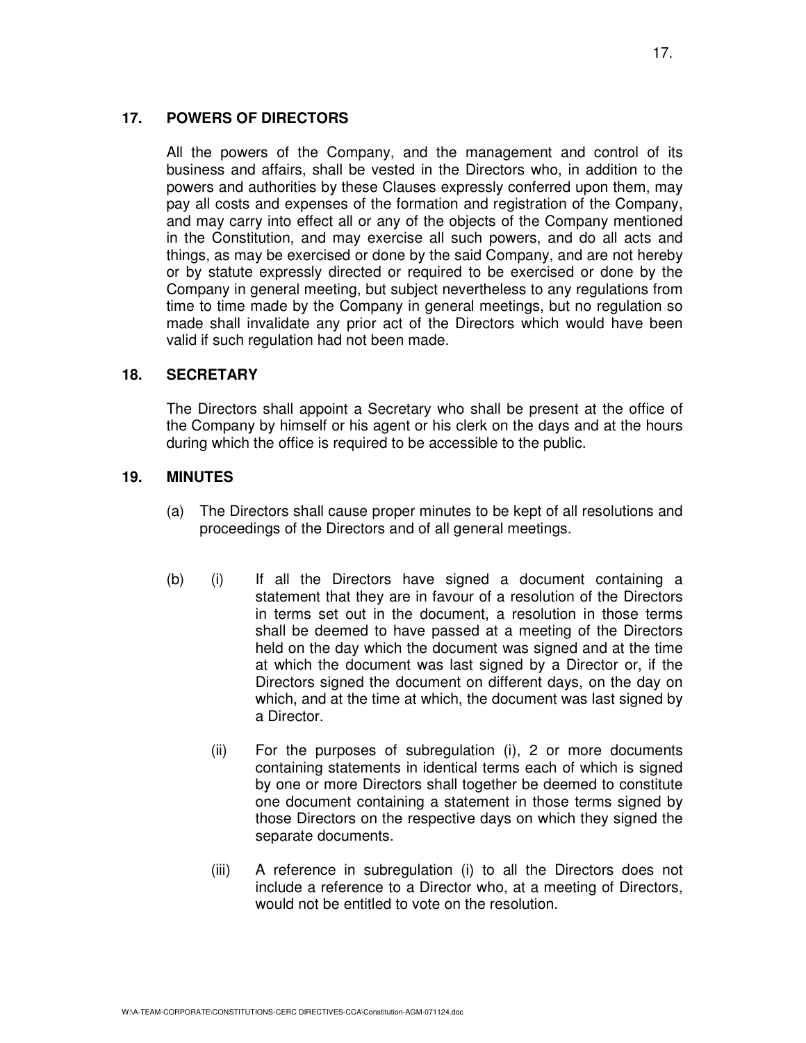## 17. POWERS OF DIRECTORS

All the powers of the Company, and the management and control of its business and affairs, shall be vested in the Directors who, in addition to the powers and authorities by these Clauses expressly conferred upon them, may pay all costs and expenses of the formation and registration of the Company, and may carry into effect all or any of the objects of the Company mentioned in the Constitution, and may exercise all such powers, and do all acts and things, as may be exercised or done by the said Company, and are not hereby or by statute expressly directed or required to be exercised or done by the Company in general meeting, but subject nevertheless to any regulations from time to time made by the Company in general meetings, but no regulation so made shall invalidate any prior act of the Directors which would have been valid if such regulation had not been made.

## 18. SECRETARY

The Directors shall appoint a Secretary who shall be present at the office of the Company by himself or his agent or his clerk on the days and at the hours during which the office is required to be accessible to the public.

## 19. MINUTES

(a) The Directors shall cause proper minutes to be kept of all resolutions and proceedings of the Directors and of all general meetings.

(b) (i) If all the Directors have signed a document containing a statement that they are in favour of a resolution of the Directors in terms set out in the document, a resolution in those terms shall be deemed to have passed at a meeting of the Directors held on the day which the document was signed and at the time at which the document was last signed by a Director or, if the Directors signed the document on different days, on the day on which, and at the time at which, the document was last signed by a Director.

(ii) For the purposes of subregulation (i), 2 or more documents containing statements in identical terms each of which is signed by one or more Directors shall together be deemed to constitute one document containing a statement in those terms signed by those Directors on the respective days on which they signed the separate documents.

(iii) A reference in subregulation (i) to all the Directors does not include a reference to a Director who, at a meeting of Directors, would not be entitled to vote on the resolution.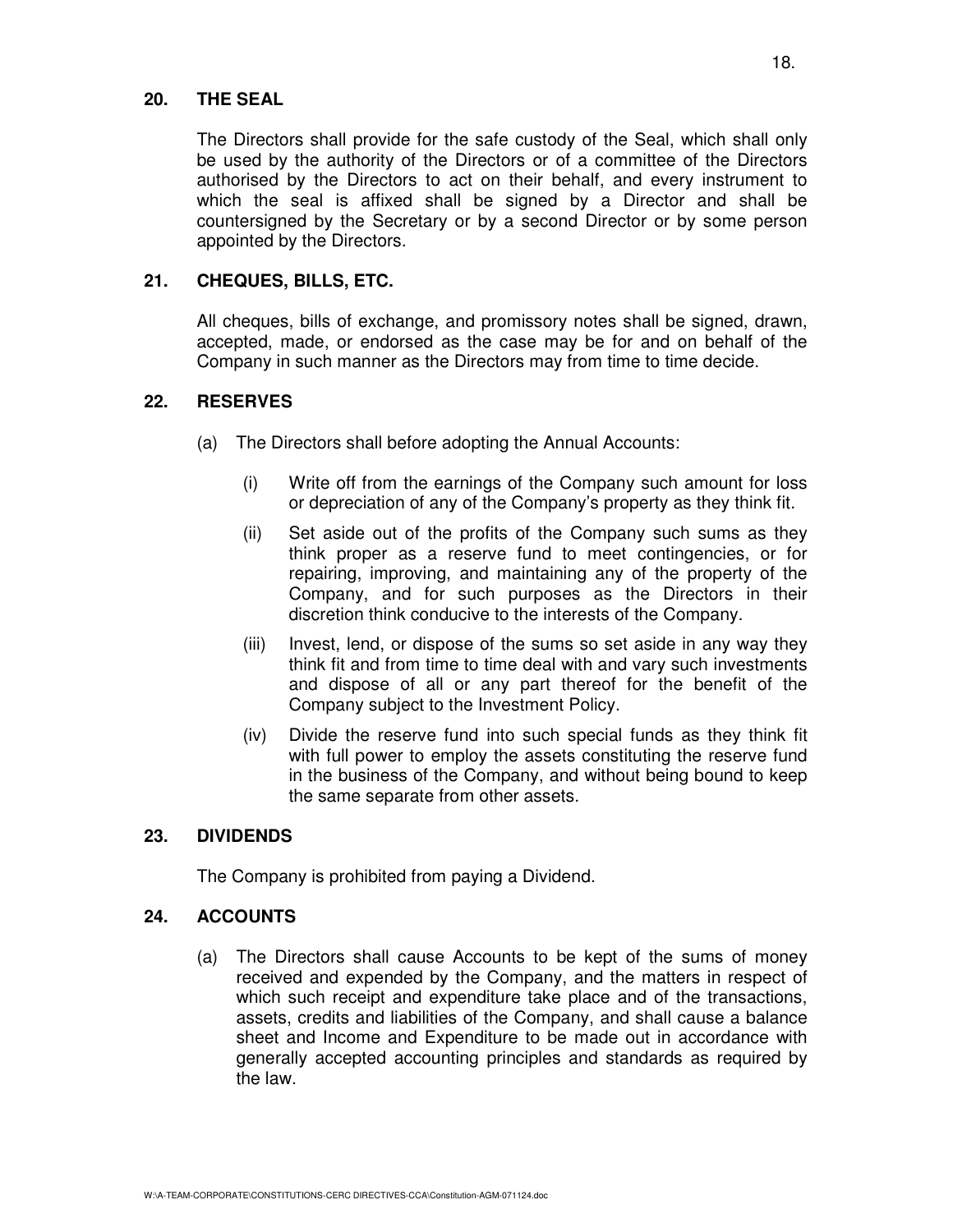## 20. THE SEAL

The Directors shall provide for the safe custody of the Seal, which shall only be used by the authority of the Directors or of a committee of the Directors authorised by the Directors to act on their behalf, and every instrument to which the seal is affixed shall be signed by a Director and shall be countersigned by the Secretary or by a second Director or by some person appointed by the Directors.

## 21. CHEQUES, BILLS, ETC.

All cheques, bills of exchange, and promissory notes shall be signed, drawn, accepted, made, or endorsed as the case may be for and on behalf of the Company in such manner as the Directors may from time to time decide.

## 22. RESERVES

(a) The Directors shall before adopting the Annual Accounts:

(i) Write off from the earnings of the Company such amount for loss or depreciation of any of the Company's property as they think fit.

(ii) Set aside out of the profits of the Company such sums as they think proper as a reserve fund to meet contingencies, or for repairing, improving, and maintaining any of the property of the Company, and for such purposes as the Directors in their discretion think conducive to the interests of the Company.

(iii) Invest, lend, or dispose of the sums so set aside in any way they think fit and from time to time deal with and vary such investments and dispose of all or any part thereof for the benefit of the Company subject to the Investment Policy.

(iv) Divide the reserve fund into such special funds as they think fit with full power to employ the assets constituting the reserve fund in the business of the Company, and without being bound to keep the same separate from other assets.

## 23. DIVIDENDS

The Company is prohibited from paying a Dividend.

## 24. ACCOUNTS

(a) The Directors shall cause Accounts to be kept of the sums of money received and expended by the Company, and the matters in respect of which such receipt and expenditure take place and of the transactions, assets, credits and liabilities of the Company, and shall cause a balance sheet and Income and Expenditure to be made out in accordance with generally accepted accounting principles and standards as required by the law.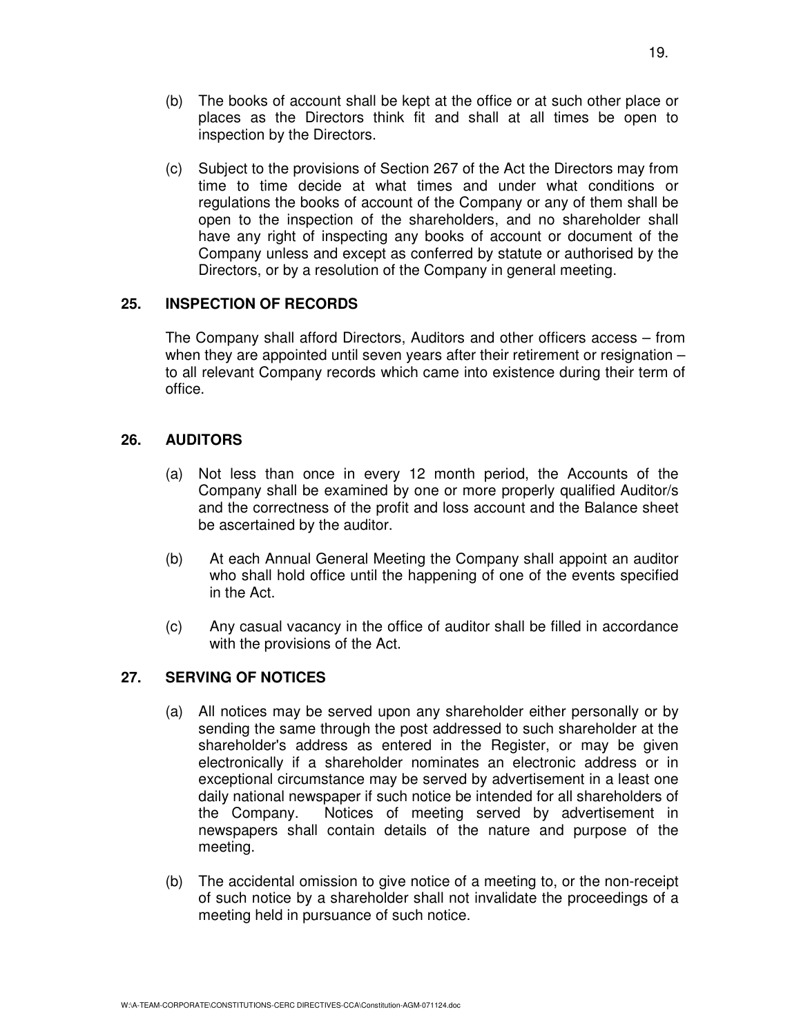(b) The books of account shall be kept at the office or at such other place or places as the Directors think fit and shall at all times be open to inspection by the Directors.

(c) Subject to the provisions of Section 267 of the Act the Directors may from time to time decide at what times and under what conditions or regulations the books of account of the Company or any of them shall be open to the inspection of the shareholders, and no shareholder shall have any right of inspecting any books of account or document of the Company unless and except as conferred by statute or authorised by the Directors, or by a resolution of the Company in general meeting.

## 25. INSPECTION OF RECORDS

The Company shall afford Directors, Auditors and other officers access – from when they are appointed until seven years after their retirement or resignation – to all relevant Company records which came into existence during their term of office.

## 26. AUDITORS

(a) Not less than once in every 12 month period, the Accounts of the Company shall be examined by one or more properly qualified Auditor/s and the correctness of the profit and loss account and the Balance sheet be ascertained by the auditor.

(b) At each Annual General Meeting the Company shall appoint an auditor who shall hold office until the happening of one of the events specified in the Act.

(c) Any casual vacancy in the office of auditor shall be filled in accordance with the provisions of the Act.

## 27. SERVING OF NOTICES

(a) All notices may be served upon any shareholder either personally or by sending the same through the post addressed to such shareholder at the shareholder's address as entered in the Register, or may be given electronically if a shareholder nominates an electronic address or in exceptional circumstance may be served by advertisement in a least one daily national newspaper if such notice be intended for all shareholders of the Company. Notices of meeting served by advertisement in newspapers shall contain details of the nature and purpose of the meeting.

(b) The accidental omission to give notice of a meeting to, or the non-receipt of such notice by a shareholder shall not invalidate the proceedings of a meeting held in pursuance of such notice.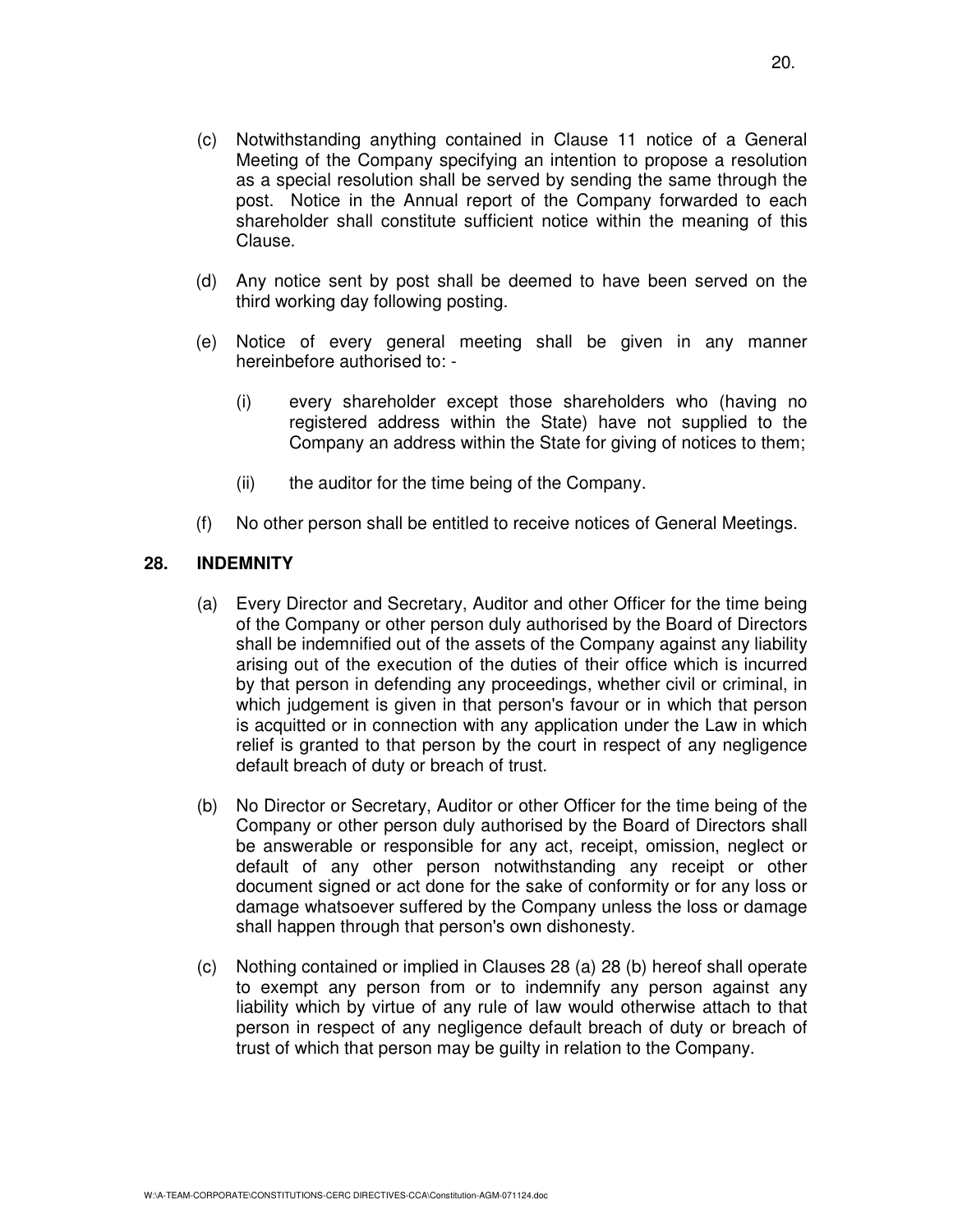(c) Notwithstanding anything contained in Clause 11 notice of a General Meeting of the Company specifying an intention to propose a resolution as a special resolution shall be served by sending the same through the post. Notice in the Annual report of the Company forwarded to each shareholder shall constitute sufficient notice within the meaning of this Clause.

(d) Any notice sent by post shall be deemed to have been served on the third working day following posting.

(e) Notice of every general meeting shall be given in any manner hereinbefore authorised to: -

   (i) every shareholder except those shareholders who (having no registered address within the State) have not supplied to the Company an address within the State for giving of notices to them;

   (ii) the auditor for the time being of the Company.

(f) No other person shall be entitled to receive notices of General Meetings.

## 28. INDEMNITY

(a) Every Director and Secretary, Auditor and other Officer for the time being of the Company or other person duly authorised by the Board of Directors shall be indemnified out of the assets of the Company against any liability arising out of the execution of the duties of their office which is incurred by that person in defending any proceedings, whether civil or criminal, in which judgement is given in that person's favour or in which that person is acquitted or in connection with any application under the Law in which relief is granted to that person by the court in respect of any negligence default breach of duty or breach of trust.

(b) No Director or Secretary, Auditor or other Officer for the time being of the Company or other person duly authorised by the Board of Directors shall be answerable or responsible for any act, receipt, omission, neglect or default of any other person notwithstanding any receipt or other document signed or act done for the sake of conformity or for any loss or damage whatsoever suffered by the Company unless the loss or damage shall happen through that person's own dishonesty.

(c) Nothing contained or implied in Clauses 28 (a) 28 (b) hereof shall operate to exempt any person from or to indemnify any person against any liability which by virtue of any rule of law would otherwise attach to that person in respect of any negligence default breach of duty or breach of trust of which that person may be guilty in relation to the Company.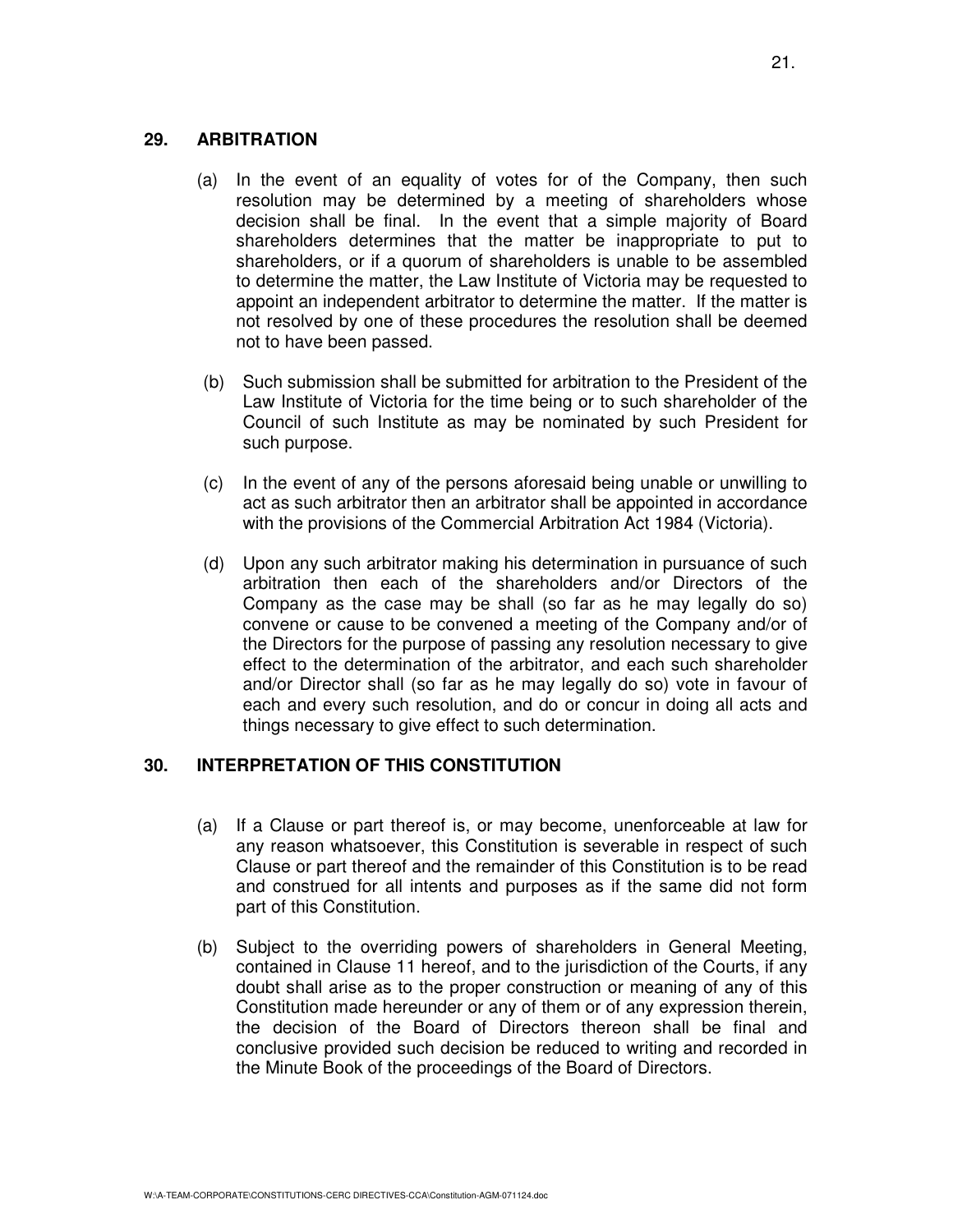## 29. ARBITRATION

(a) In the event of an equality of votes for of the Company, then such resolution may be determined by a meeting of shareholders whose decision shall be final. In the event that a simple majority of Board shareholders determines that the matter be inappropriate to put to shareholders, or if a quorum of shareholders is unable to be assembled to determine the matter, the Law Institute of Victoria may be requested to appoint an independent arbitrator to determine the matter. If the matter is not resolved by one of these procedures the resolution shall be deemed not to have been passed.

(b) Such submission shall be submitted for arbitration to the President of the Law Institute of Victoria for the time being or to such shareholder of the Council of such Institute as may be nominated by such President for such purpose.

(c) In the event of any of the persons aforesaid being unable or unwilling to act as such arbitrator then an arbitrator shall be appointed in accordance with the provisions of the Commercial Arbitration Act 1984 (Victoria).

(d) Upon any such arbitrator making his determination in pursuance of such arbitration then each of the shareholders and/or Directors of the Company as the case may be shall (so far as he may legally do so) convene or cause to be convened a meeting of the Company and/or of the Directors for the purpose of passing any resolution necessary to give effect to the determination of the arbitrator, and each such shareholder and/or Director shall (so far as he may legally do so) vote in favour of each and every such resolution, and do or concur in doing all acts and things necessary to give effect to such determination.

## 30. INTERPRETATION OF THIS CONSTITUTION

(a) If a Clause or part thereof is, or may become, unenforceable at law for any reason whatsoever, this Constitution is severable in respect of such Clause or part thereof and the remainder of this Constitution is to be read and construed for all intents and purposes as if the same did not form part of this Constitution.

(b) Subject to the overriding powers of shareholders in General Meeting, contained in Clause 11 hereof, and to the jurisdiction of the Courts, if any doubt shall arise as to the proper construction or meaning of any of this Constitution made hereunder or any of them or of any expression therein, the decision of the Board of Directors thereon shall be final and conclusive provided such decision be reduced to writing and recorded in the Minute Book of the proceedings of the Board of Directors.